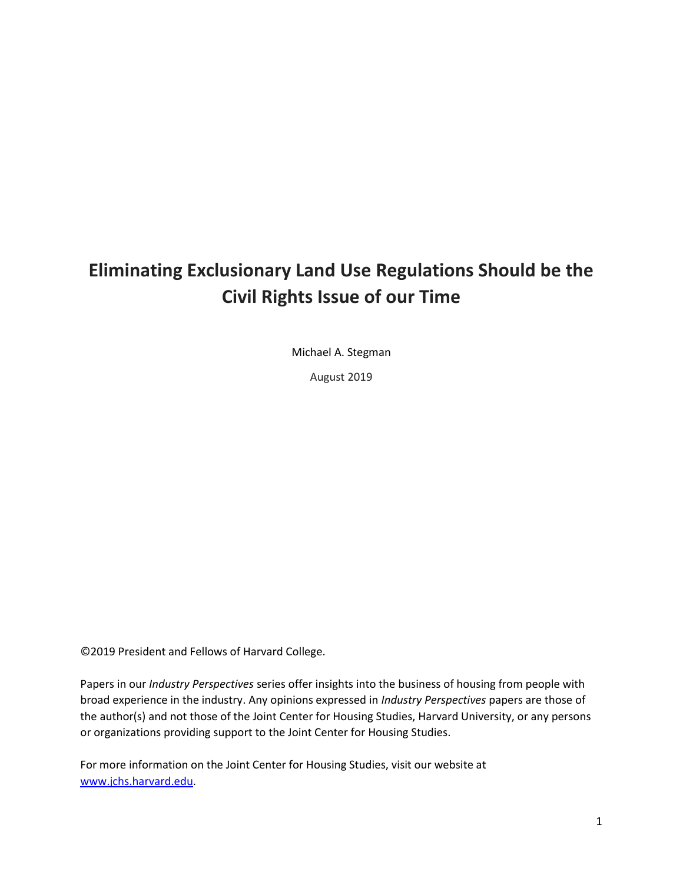# Eliminating Exclusionary Land Use Regulations Should be the Civil Rights Issue of our Time

Michael A. Stegman

August 2019

©2019 President and Fellows of Harvard College.

Papers in our *Industry Perspectives* series offer insights into the business of housing from people with broad experience in the industry. Any opinions expressed in *Industry Perspectives* papers are those of the author(s) and not those of the Joint Center for Housing Studies, Harvard University, or any persons or organizations providing support to the Joint Center for Housing Studies.

For more information on the Joint Center for Housing Studies, visit our website at [www.jchs.harvard.edu](http://www.jchs.harvard.edu).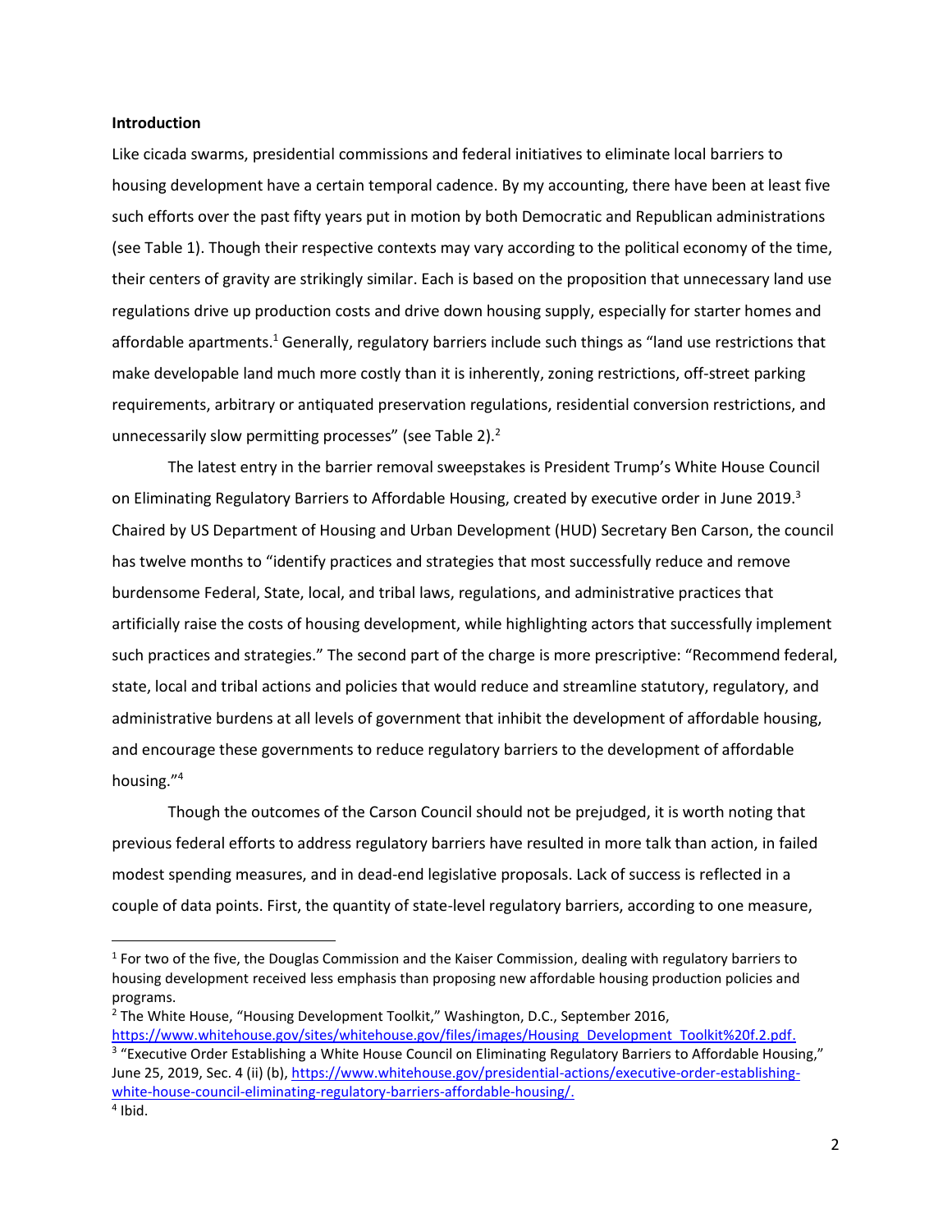**Introduction**

Like cicada swarms, presidential commissions and federal initiatives to eliminate local barriers to housing development have a certain temporal cadence. By my accounting, there have been at least five such efforts over the past fifty years put in motion by both Democratic and Republican administrations (see Table 1). Though their respective contexts may vary according to the political economy of the time, their centers of gravity are strikingly similar. Each is based on the proposition that unnecessary land use regulations drive up production costs and drive down housing supply, especially for starter homes and affordable apartments.[1] Generally, regulatory barriers include such things as "land use restrictions that make developable land much more costly than it is inherently, zoning restrictions, off-street parking requirements, arbitrary or antiquated preservation regulations, residential conversion restrictions, and unnecessarily slow permitting processes" (see Table 2).[2]

The latest entry in the barrier removal sweepstakes is President Trump's White House Council on Eliminating Regulatory Barriers to Affordable Housing, created by executive order in June 2019.[3] Chaired by US Department of Housing and Urban Development (HUD) Secretary Ben Carson, the council has twelve months to "identify practices and strategies that most successfully reduce and remove burdensome Federal, State, local, and tribal laws, regulations, and administrative practices that artificially raise the costs of housing development, while highlighting actors that successfully implement such practices and strategies." The second part of the charge is more prescriptive: "Recommend federal, state, local and tribal actions and policies that would reduce and streamline statutory, regulatory, and administrative burdens at all levels of government that inhibit the development of affordable housing, and encourage these governments to reduce regulatory barriers to the development of affordable housing."[4]

Though the outcomes of the Carson Council should not be prejudged, it is worth noting that previous federal efforts to address regulatory barriers have resulted in more talk than action, in failed modest spending measures, and in dead-end legislative proposals. Lack of success is reflected in a couple of data points. First, the quantity of state-level regulatory barriers, according to one measure,

---

[1] For two of the five, the Douglas Commission and the Kaiser Commission, dealing with regulatory barriers to housing development received less emphasis than proposing new affordable housing production policies and programs.

[2] The White House, "Housing Development Toolkit," Washington, D.C., September 2016, https://www.whitehouse.gov/sites/whitehouse.gov/files/images/Housing_Development_Toolkit%20f.2.pdf.

[3] "Executive Order Establishing a White House Council on Eliminating Regulatory Barriers to Affordable Housing," June 25, 2019, Sec. 4 (ii) (b), https://www.whitehouse.gov/presidential-actions/executive-order-establishing-white-house-council-eliminating-regulatory-barriers-affordable-housing/.

[4] Ibid.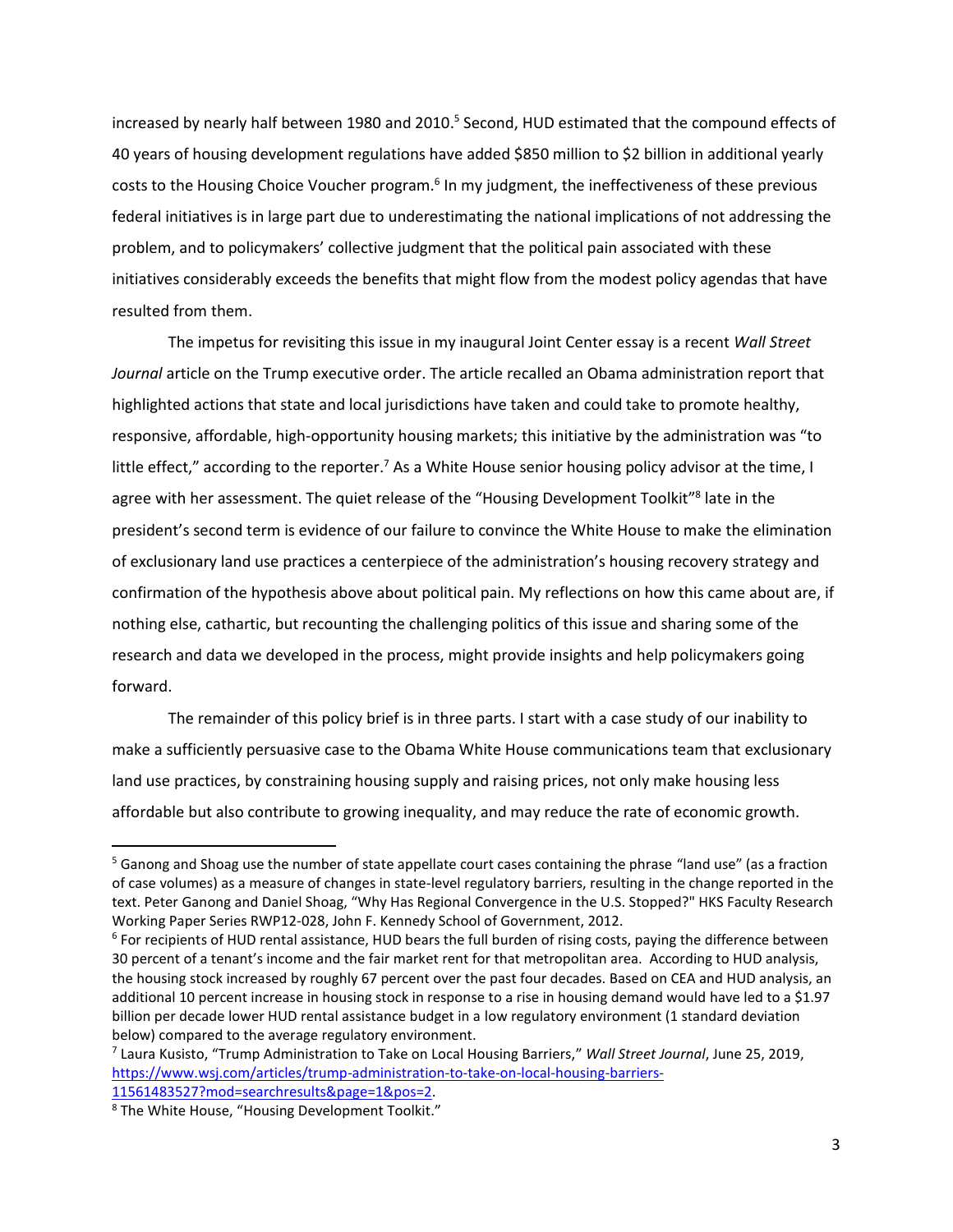increased by nearly half between 1980 and 2010.[5] Second, HUD estimated that the compound effects of 40 years of housing development regulations have added $850 million to $2 billion in additional yearly costs to the Housing Choice Voucher program.[6] In my judgment, the ineffectiveness of these previous federal initiatives is in large part due to underestimating the national implications of not addressing the problem, and to policymakers' collective judgment that the political pain associated with these initiatives considerably exceeds the benefits that might flow from the modest policy agendas that have resulted from them.

The impetus for revisiting this issue in my inaugural Joint Center essay is a recent *Wall Street Journal* article on the Trump executive order. The article recalled an Obama administration report that highlighted actions that state and local jurisdictions have taken and could take to promote healthy, responsive, affordable, high-opportunity housing markets; this initiative by the administration was "to little effect," according to the reporter.[7] As a White House senior housing policy advisor at the time, I agree with her assessment. The quiet release of the "Housing Development Toolkit"[8] late in the president's second term is evidence of our failure to convince the White House to make the elimination of exclusionary land use practices a centerpiece of the administration's housing recovery strategy and confirmation of the hypothesis above about political pain. My reflections on how this came about are, if nothing else, cathartic, but recounting the challenging politics of this issue and sharing some of the research and data we developed in the process, might provide insights and help policymakers going forward.

The remainder of this policy brief is in three parts. I start with a case study of our inability to make a sufficiently persuasive case to the Obama White House communications team that exclusionary land use practices, by constraining housing supply and raising prices, not only make housing less affordable but also contribute to growing inequality, and may reduce the rate of economic growth.

---

[5] Ganong and Shoag use the number of state appellate court cases containing the phrase "land use" (as a fraction of case volumes) as a measure of changes in state-level regulatory barriers, resulting in the change reported in the text. Peter Ganong and Daniel Shoag, "Why Has Regional Convergence in the U.S. Stopped?" HKS Faculty Research Working Paper Series RWP12-028, John F. Kennedy School of Government, 2012.

[6] For recipients of HUD rental assistance, HUD bears the full burden of rising costs, paying the difference between 30 percent of a tenant's income and the fair market rent for that metropolitan area. According to HUD analysis, the housing stock increased by roughly 67 percent over the past four decades. Based on CEA and HUD analysis, an additional 10 percent increase in housing stock in response to a rise in housing demand would have led to a $1.97 billion per decade lower HUD rental assistance budget in a low regulatory environment (1 standard deviation below) compared to the average regulatory environment.

[7] Laura Kusisto, "Trump Administration to Take on Local Housing Barriers," *Wall Street Journal*, June 25, 2019, https://www.wsj.com/articles/trump-administration-to-take-on-local-housing-barriers-11561483527?mod=searchresults&page=1&pos=2.

[8] The White House, "Housing Development Toolkit."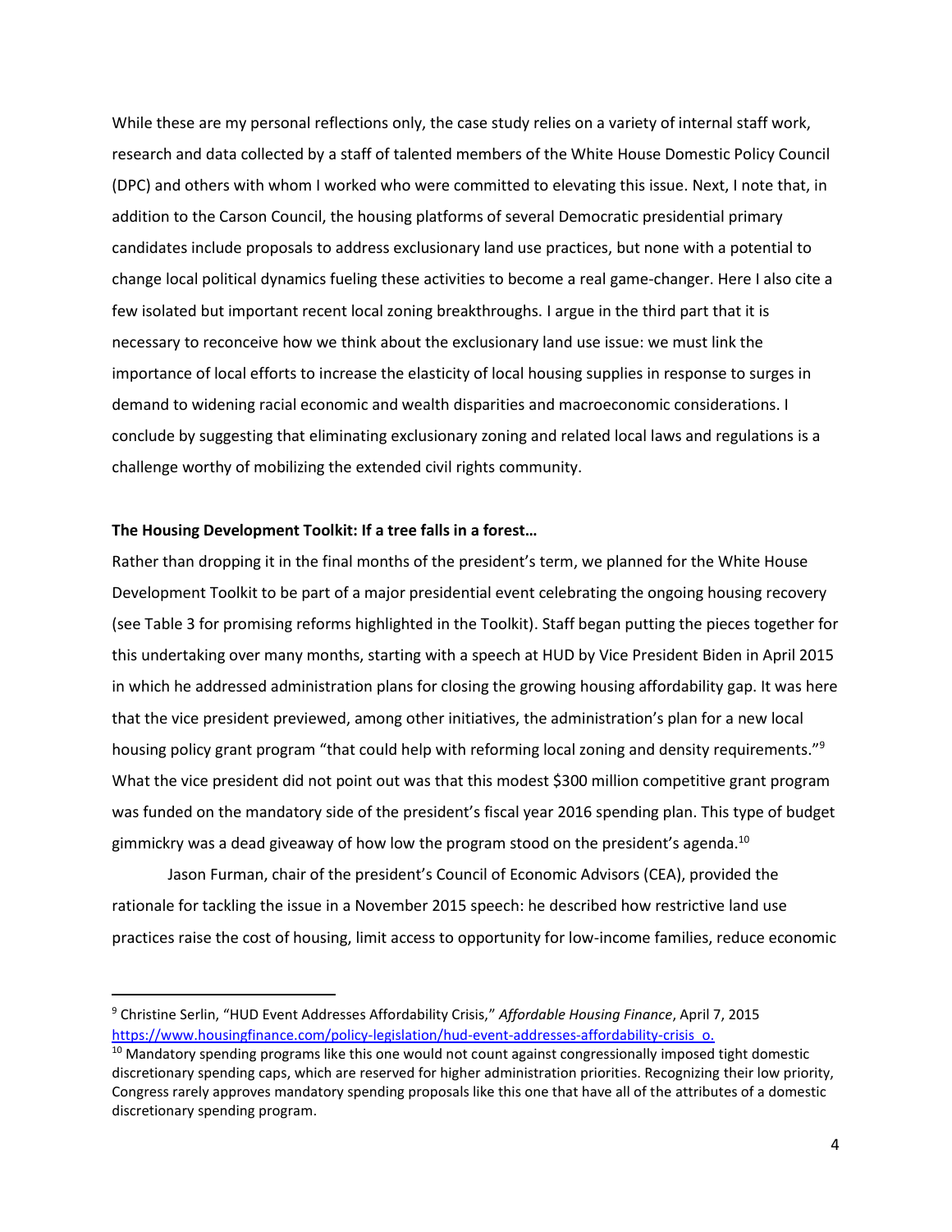While these are my personal reflections only, the case study relies on a variety of internal staff work, research and data collected by a staff of talented members of the White House Domestic Policy Council (DPC) and others with whom I worked who were committed to elevating this issue. Next, I note that, in addition to the Carson Council, the housing platforms of several Democratic presidential primary candidates include proposals to address exclusionary land use practices, but none with a potential to change local political dynamics fueling these activities to become a real game-changer. Here I also cite a few isolated but important recent local zoning breakthroughs. I argue in the third part that it is necessary to reconceive how we think about the exclusionary land use issue: we must link the importance of local efforts to increase the elasticity of local housing supplies in response to surges in demand to widening racial economic and wealth disparities and macroeconomic considerations. I conclude by suggesting that eliminating exclusionary zoning and related local laws and regulations is a challenge worthy of mobilizing the extended civil rights community.

**The Housing Development Toolkit: If a tree falls in a forest…**

Rather than dropping it in the final months of the president's term, we planned for the White House Development Toolkit to be part of a major presidential event celebrating the ongoing housing recovery (see Table 3 for promising reforms highlighted in the Toolkit). Staff began putting the pieces together for this undertaking over many months, starting with a speech at HUD by Vice President Biden in April 2015 in which he addressed administration plans for closing the growing housing affordability gap. It was here that the vice president previewed, among other initiatives, the administration's plan for a new local housing policy grant program "that could help with reforming local zoning and density requirements."[9] What the vice president did not point out was that this modest $300 million competitive grant program was funded on the mandatory side of the president's fiscal year 2016 spending plan. This type of budget gimmickry was a dead giveaway of how low the program stood on the president's agenda.[10]

Jason Furman, chair of the president's Council of Economic Advisors (CEA), provided the rationale for tackling the issue in a November 2015 speech: he described how restrictive land use practices raise the cost of housing, limit access to opportunity for low-income families, reduce economic

---

[9] Christine Serlin, "HUD Event Addresses Affordability Crisis," *Affordable Housing Finance*, April 7, 2015 https://www.housingfinance.com/policy-legislation/hud-event-addresses-affordability-crisis_o.

[10] Mandatory spending programs like this one would not count against congressionally imposed tight domestic discretionary spending caps, which are reserved for higher administration priorities. Recognizing their low priority, Congress rarely approves mandatory spending proposals like this one that have all of the attributes of a domestic discretionary spending program.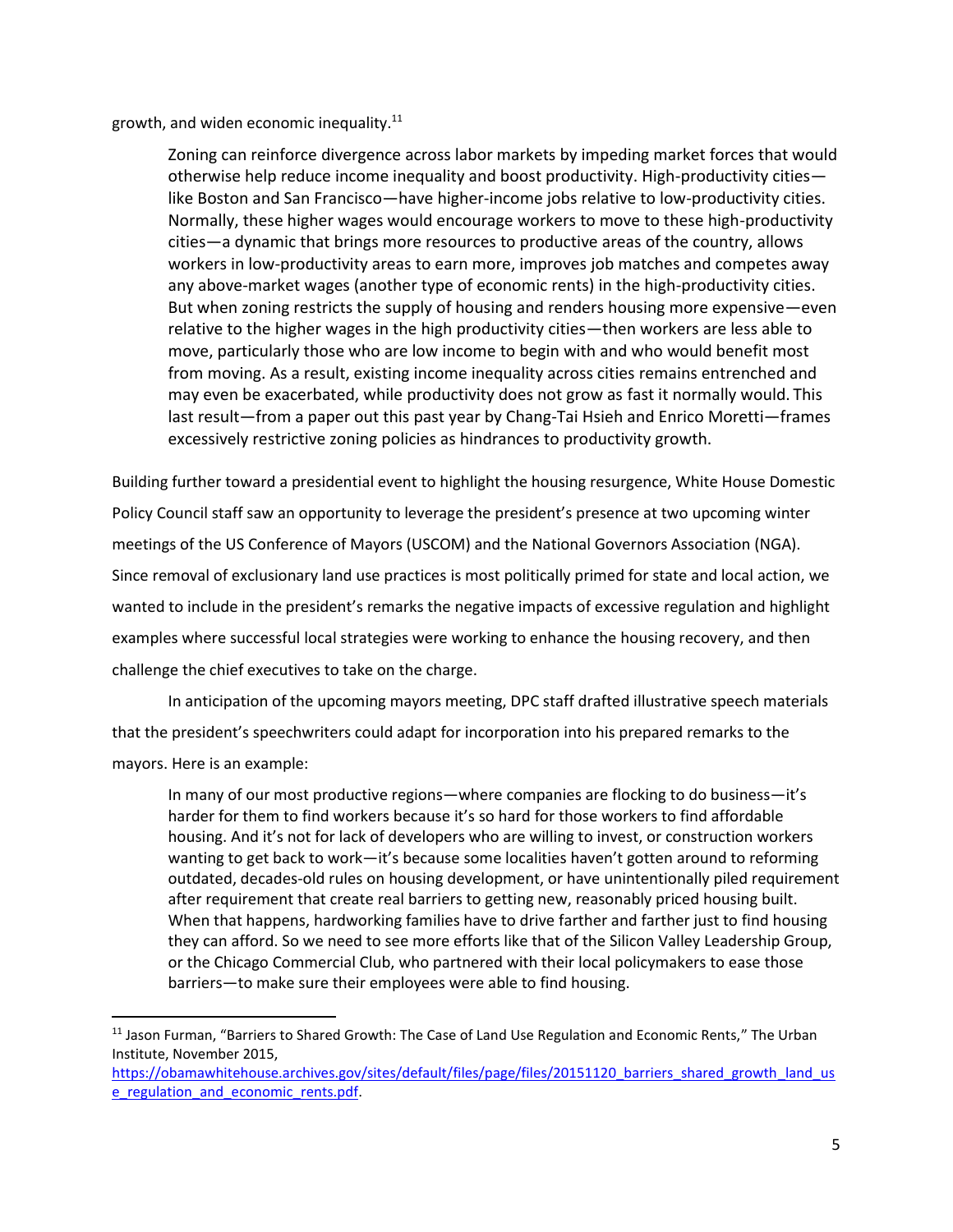growth, and widen economic inequality.[11]

> Zoning can reinforce divergence across labor markets by impeding market forces that would otherwise help reduce income inequality and boost productivity. High-productivity cities—like Boston and San Francisco—have higher-income jobs relative to low-productivity cities. Normally, these higher wages would encourage workers to move to these high-productivity cities—a dynamic that brings more resources to productive areas of the country, allows workers in low-productivity areas to earn more, improves job matches and competes away any above-market wages (another type of economic rents) in the high-productivity cities. But when zoning restricts the supply of housing and renders housing more expensive—even relative to the higher wages in the high productivity cities—then workers are less able to move, particularly those who are low income to begin with and who would benefit most from moving. As a result, existing income inequality across cities remains entrenched and may even be exacerbated, while productivity does not grow as fast it normally would. This last result—from a paper out this past year by Chang-Tai Hsieh and Enrico Moretti—frames excessively restrictive zoning policies as hindrances to productivity growth.

Building further toward a presidential event to highlight the housing resurgence, White House Domestic Policy Council staff saw an opportunity to leverage the president's presence at two upcoming winter meetings of the US Conference of Mayors (USCOM) and the National Governors Association (NGA). Since removal of exclusionary land use practices is most politically primed for state and local action, we wanted to include in the president's remarks the negative impacts of excessive regulation and highlight examples where successful local strategies were working to enhance the housing recovery, and then challenge the chief executives to take on the charge.

In anticipation of the upcoming mayors meeting, DPC staff drafted illustrative speech materials that the president's speechwriters could adapt for incorporation into his prepared remarks to the mayors. Here is an example:

> In many of our most productive regions—where companies are flocking to do business—it's harder for them to find workers because it's so hard for those workers to find affordable housing. And it's not for lack of developers who are willing to invest, or construction workers wanting to get back to work—it's because some localities haven't gotten around to reforming outdated, decades-old rules on housing development, or have unintentionally piled requirement after requirement that create real barriers to getting new, reasonably priced housing built. When that happens, hardworking families have to drive farther and farther just to find housing they can afford. So we need to see more efforts like that of the Silicon Valley Leadership Group, or the Chicago Commercial Club, who partnered with their local policymakers to ease those barriers—to make sure their employees were able to find housing.

---

[11] Jason Furman, "Barriers to Shared Growth: The Case of Land Use Regulation and Economic Rents," The Urban Institute, November 2015, https://obamawhitehouse.archives.gov/sites/default/files/page/files/20151120_barriers_shared_growth_land_use_regulation_and_economic_rents.pdf.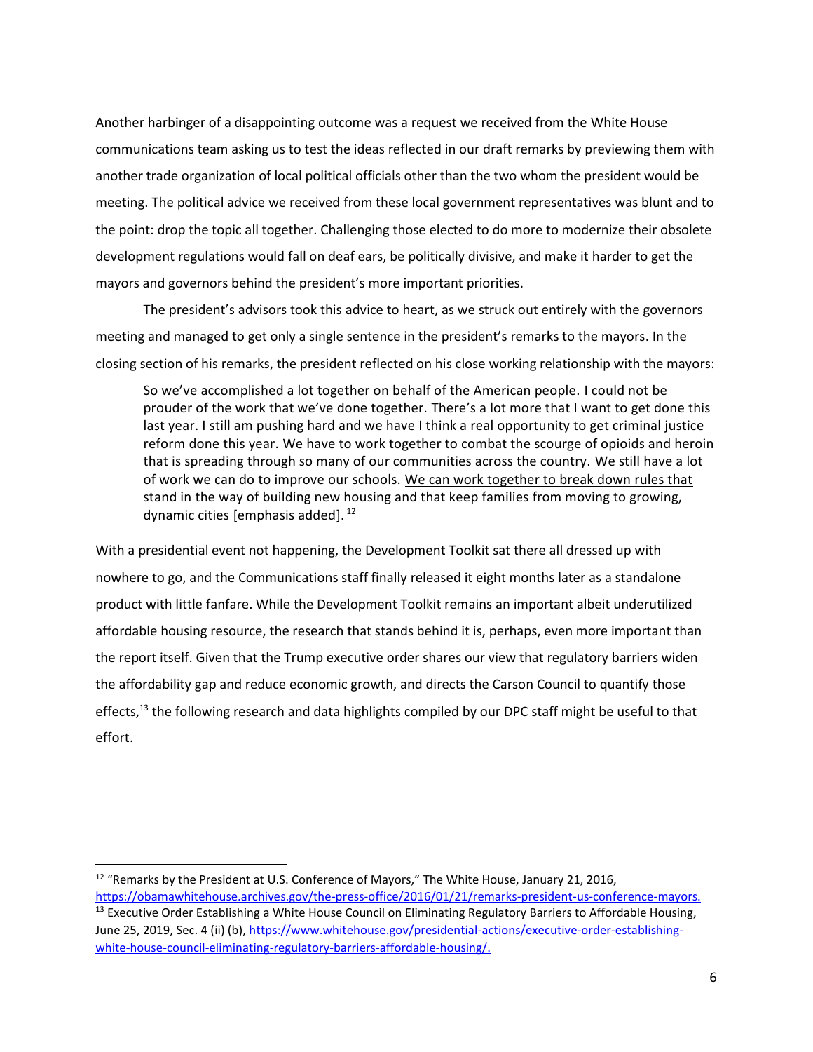Another harbinger of a disappointing outcome was a request we received from the White House communications team asking us to test the ideas reflected in our draft remarks by previewing them with another trade organization of local political officials other than the two whom the president would be meeting. The political advice we received from these local government representatives was blunt and to the point: drop the topic all together. Challenging those elected to do more to modernize their obsolete development regulations would fall on deaf ears, be politically divisive, and make it harder to get the mayors and governors behind the president's more important priorities.

The president's advisors took this advice to heart, as we struck out entirely with the governors meeting and managed to get only a single sentence in the president's remarks to the mayors. In the closing section of his remarks, the president reflected on his close working relationship with the mayors:

> So we've accomplished a lot together on behalf of the American people. I could not be prouder of the work that we've done together. There's a lot more that I want to get done this last year. I still am pushing hard and we have I think a real opportunity to get criminal justice reform done this year. We have to work together to combat the scourge of opioids and heroin that is spreading through so many of our communities across the country. We still have a lot of work we can do to improve our schools. <u>We can work together to break down rules that stand in the way of building new housing and that keep families from moving to growing, dynamic cities</u> [emphasis added]. [12]

With a presidential event not happening, the Development Toolkit sat there all dressed up with nowhere to go, and the Communications staff finally released it eight months later as a standalone product with little fanfare. While the Development Toolkit remains an important albeit underutilized affordable housing resource, the research that stands behind it is, perhaps, even more important than the report itself. Given that the Trump executive order shares our view that regulatory barriers widen the affordability gap and reduce economic growth, and directs the Carson Council to quantify those effects,[13] the following research and data highlights compiled by our DPC staff might be useful to that effort.

---

[12] "Remarks by the President at U.S. Conference of Mayors," The White House, January 21, 2016, https://obamawhitehouse.archives.gov/the-press-office/2016/01/21/remarks-president-us-conference-mayors.

[13] Executive Order Establishing a White House Council on Eliminating Regulatory Barriers to Affordable Housing, June 25, 2019, Sec. 4 (ii) (b), https://www.whitehouse.gov/presidential-actions/executive-order-establishing-white-house-council-eliminating-regulatory-barriers-affordable-housing/.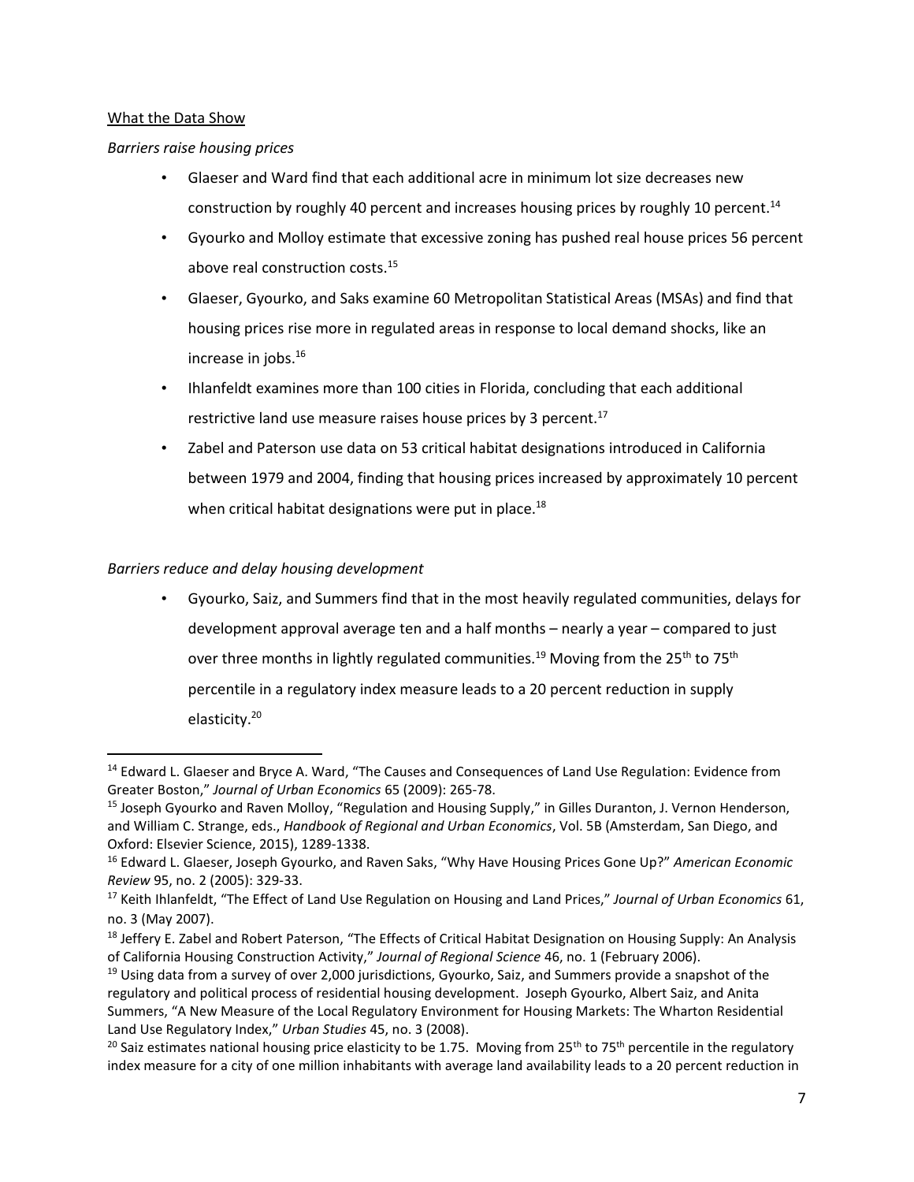What the Data Show

*Barriers raise housing prices*

- Glaeser and Ward find that each additional acre in minimum lot size decreases new construction by roughly 40 percent and increases housing prices by roughly 10 percent.[14]
- Gyourko and Molloy estimate that excessive zoning has pushed real house prices 56 percent above real construction costs.[15]
- Glaeser, Gyourko, and Saks examine 60 Metropolitan Statistical Areas (MSAs) and find that housing prices rise more in regulated areas in response to local demand shocks, like an increase in jobs.[16]
- Ihlanfeldt examines more than 100 cities in Florida, concluding that each additional restrictive land use measure raises house prices by 3 percent.[17]
- Zabel and Paterson use data on 53 critical habitat designations introduced in California between 1979 and 2004, finding that housing prices increased by approximately 10 percent when critical habitat designations were put in place.[18]

*Barriers reduce and delay housing development*

- Gyourko, Saiz, and Summers find that in the most heavily regulated communities, delays for development approval average ten and a half months – nearly a year – compared to just over three months in lightly regulated communities.[19] Moving from the 25th to 75th percentile in a regulatory index measure leads to a 20 percent reduction in supply elasticity.[20]

---

[14] Edward L. Glaeser and Bryce A. Ward, "The Causes and Consequences of Land Use Regulation: Evidence from Greater Boston," *Journal of Urban Economics* 65 (2009): 265-78.

[15] Joseph Gyourko and Raven Molloy, "Regulation and Housing Supply," in Gilles Duranton, J. Vernon Henderson, and William C. Strange, eds., *Handbook of Regional and Urban Economics*, Vol. 5B (Amsterdam, San Diego, and Oxford: Elsevier Science, 2015), 1289-1338.

[16] Edward L. Glaeser, Joseph Gyourko, and Raven Saks, "Why Have Housing Prices Gone Up?" *American Economic Review* 95, no. 2 (2005): 329-33.

[17] Keith Ihlanfeldt, "The Effect of Land Use Regulation on Housing and Land Prices," *Journal of Urban Economics* 61, no. 3 (May 2007).

[18] Jeffery E. Zabel and Robert Paterson, "The Effects of Critical Habitat Designation on Housing Supply: An Analysis of California Housing Construction Activity," *Journal of Regional Science* 46, no. 1 (February 2006).

[19] Using data from a survey of over 2,000 jurisdictions, Gyourko, Saiz, and Summers provide a snapshot of the regulatory and political process of residential housing development. Joseph Gyourko, Albert Saiz, and Anita Summers, "A New Measure of the Local Regulatory Environment for Housing Markets: The Wharton Residential Land Use Regulatory Index," *Urban Studies* 45, no. 3 (2008).

[20] Saiz estimates national housing price elasticity to be 1.75. Moving from 25th to 75th percentile in the regulatory index measure for a city of one million inhabitants with average land availability leads to a 20 percent reduction in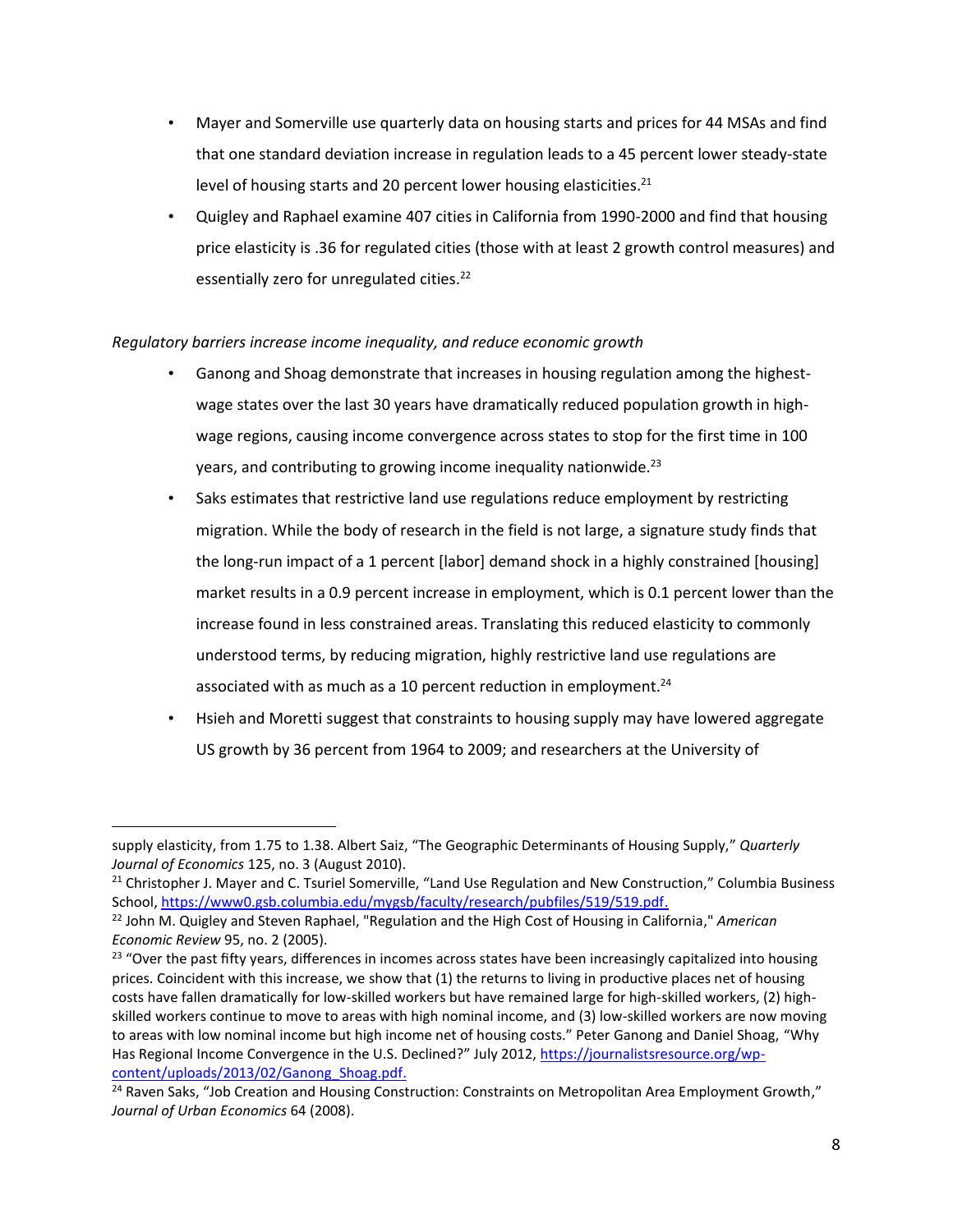- Mayer and Somerville use quarterly data on housing starts and prices for 44 MSAs and find that one standard deviation increase in regulation leads to a 45 percent lower steady-state level of housing starts and 20 percent lower housing elasticities.[21]
- Quigley and Raphael examine 407 cities in California from 1990-2000 and find that housing price elasticity is .36 for regulated cities (those with at least 2 growth control measures) and essentially zero for unregulated cities.[22]

*Regulatory barriers increase income inequality, and reduce economic growth*

- Ganong and Shoag demonstrate that increases in housing regulation among the highest-wage states over the last 30 years have dramatically reduced population growth in high-wage regions, causing income convergence across states to stop for the first time in 100 years, and contributing to growing income inequality nationwide.[23]
- Saks estimates that restrictive land use regulations reduce employment by restricting migration. While the body of research in the field is not large, a signature study finds that the long-run impact of a 1 percent [labor] demand shock in a highly constrained [housing] market results in a 0.9 percent increase in employment, which is 0.1 percent lower than the increase found in less constrained areas. Translating this reduced elasticity to commonly understood terms, by reducing migration, highly restrictive land use regulations are associated with as much as a 10 percent reduction in employment.[24]
- Hsieh and Moretti suggest that constraints to housing supply may have lowered aggregate US growth by 36 percent from 1964 to 2009; and researchers at the University of

---

supply elasticity, from 1.75 to 1.38. Albert Saiz, "The Geographic Determinants of Housing Supply," *Quarterly Journal of Economics* 125, no. 3 (August 2010).

[21] Christopher J. Mayer and C. Tsuriel Somerville, "Land Use Regulation and New Construction," Columbia Business School, https://www0.gsb.columbia.edu/mygsb/faculty/research/pubfiles/519/519.pdf.

[22] John M. Quigley and Steven Raphael, "Regulation and the High Cost of Housing in California," *American Economic Review* 95, no. 2 (2005).

[23] "Over the past fifty years, differences in incomes across states have been increasingly capitalized into housing prices. Coincident with this increase, we show that (1) the returns to living in productive places net of housing costs have fallen dramatically for low-skilled workers but have remained large for high-skilled workers, (2) high-skilled workers continue to move to areas with high nominal income, and (3) low-skilled workers are now moving to areas with low nominal income but high income net of housing costs." Peter Ganong and Daniel Shoag, "Why Has Regional Income Convergence in the U.S. Declined?" July 2012, https://journalistsresource.org/wp-content/uploads/2013/02/Ganong_Shoag.pdf.

[24] Raven Saks, "Job Creation and Housing Construction: Constraints on Metropolitan Area Employment Growth," *Journal of Urban Economics* 64 (2008).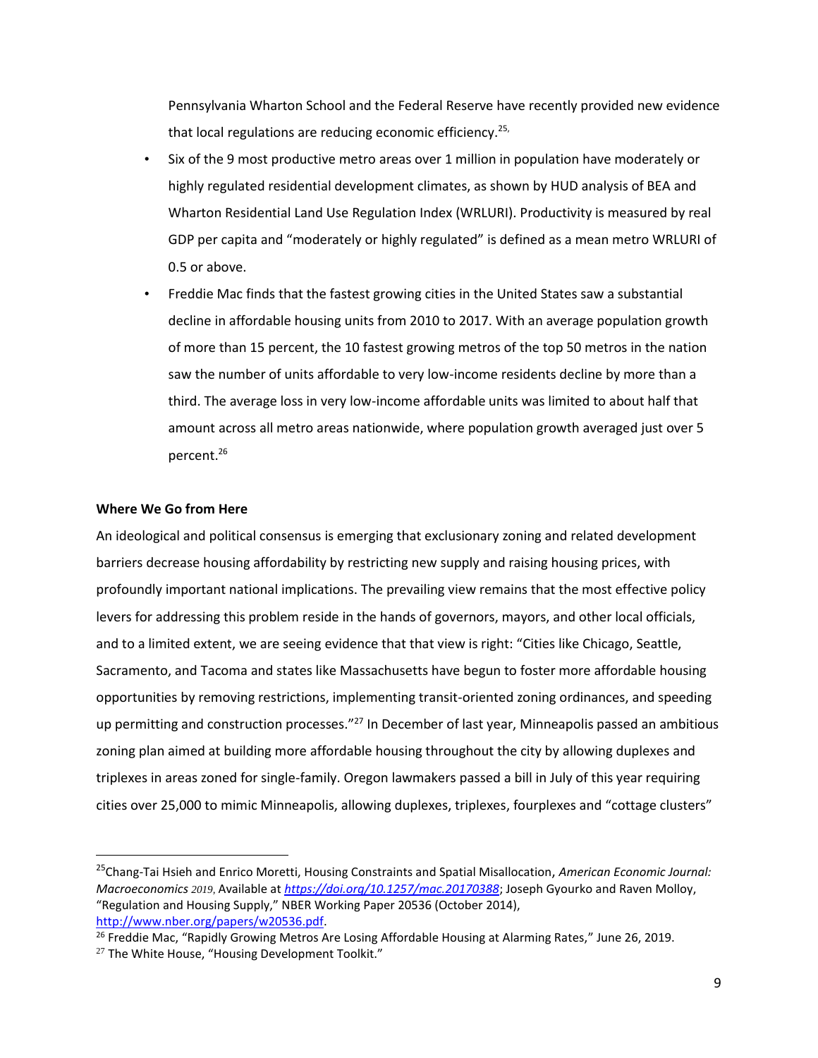Pennsylvania Wharton School and the Federal Reserve have recently provided new evidence that local regulations are reducing economic efficiency.[25,]

- Six of the 9 most productive metro areas over 1 million in population have moderately or highly regulated residential development climates, as shown by HUD analysis of BEA and Wharton Residential Land Use Regulation Index (WRLURI). Productivity is measured by real GDP per capita and "moderately or highly regulated" is defined as a mean metro WRLURI of 0.5 or above.
- Freddie Mac finds that the fastest growing cities in the United States saw a substantial decline in affordable housing units from 2010 to 2017. With an average population growth of more than 15 percent, the 10 fastest growing metros of the top 50 metros in the nation saw the number of units affordable to very low-income residents decline by more than a third. The average loss in very low-income affordable units was limited to about half that amount across all metro areas nationwide, where population growth averaged just over 5 percent.[26]

**Where We Go from Here**

An ideological and political consensus is emerging that exclusionary zoning and related development barriers decrease housing affordability by restricting new supply and raising housing prices, with profoundly important national implications. The prevailing view remains that the most effective policy levers for addressing this problem reside in the hands of governors, mayors, and other local officials, and to a limited extent, we are seeing evidence that that view is right: "Cities like Chicago, Seattle, Sacramento, and Tacoma and states like Massachusetts have begun to foster more affordable housing opportunities by removing restrictions, implementing transit-oriented zoning ordinances, and speeding up permitting and construction processes."[27] In December of last year, Minneapolis passed an ambitious zoning plan aimed at building more affordable housing throughout the city by allowing duplexes and triplexes in areas zoned for single-family. Oregon lawmakers passed a bill in July of this year requiring cities over 25,000 to mimic Minneapolis, allowing duplexes, triplexes, fourplexes and "cottage clusters"

---

[25] Chang-Tai Hsieh and Enrico Moretti, Housing Constraints and Spatial Misallocation, *American Economic Journal: Macroeconomics 2019*, Available at *https://doi.org/10.1257/mac.20170388*; Joseph Gyourko and Raven Molloy, "Regulation and Housing Supply," NBER Working Paper 20536 (October 2014), http://www.nber.org/papers/w20536.pdf.

[26] Freddie Mac, "Rapidly Growing Metros Are Losing Affordable Housing at Alarming Rates," June 26, 2019.

[27] The White House, "Housing Development Toolkit."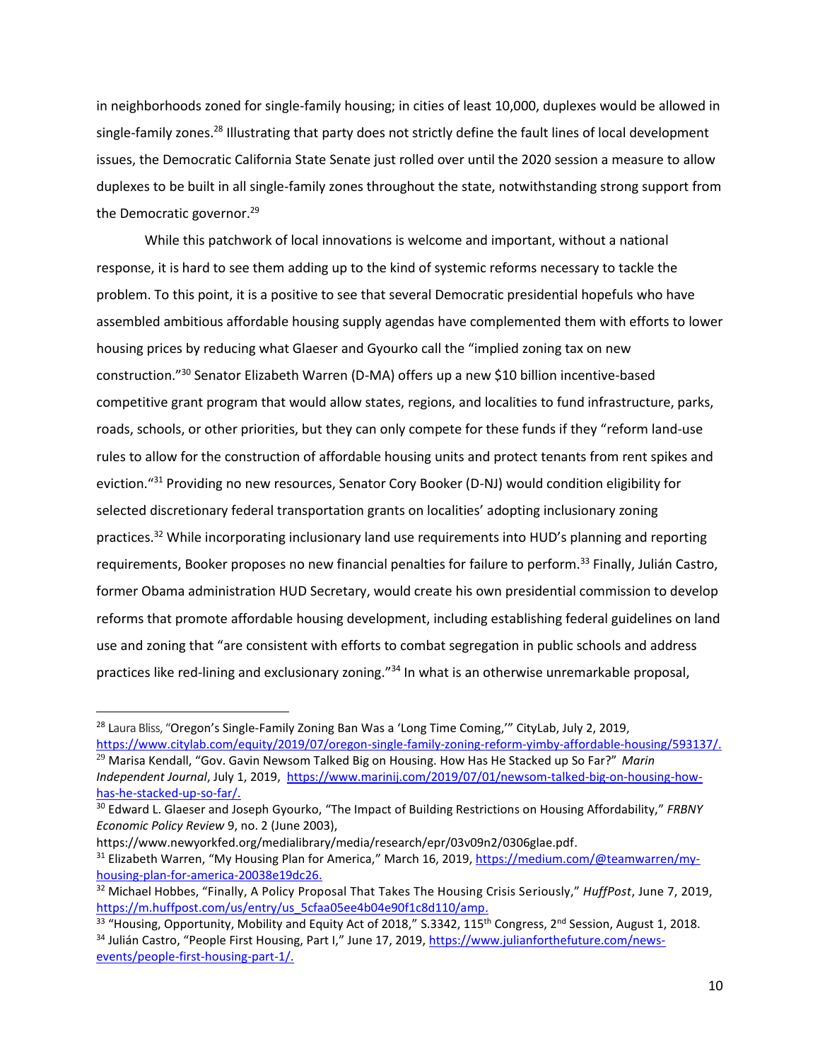in neighborhoods zoned for single-family housing; in cities of least 10,000, duplexes would be allowed in single-family zones.[28] Illustrating that party does not strictly define the fault lines of local development issues, the Democratic California State Senate just rolled over until the 2020 session a measure to allow duplexes to be built in all single-family zones throughout the state, notwithstanding strong support from the Democratic governor.[29]

While this patchwork of local innovations is welcome and important, without a national response, it is hard to see them adding up to the kind of systemic reforms necessary to tackle the problem. To this point, it is a positive to see that several Democratic presidential hopefuls who have assembled ambitious affordable housing supply agendas have complemented them with efforts to lower housing prices by reducing what Glaeser and Gyourko call the "implied zoning tax on new construction."[30] Senator Elizabeth Warren (D-MA) offers up a new $10 billion incentive-based competitive grant program that would allow states, regions, and localities to fund infrastructure, parks, roads, schools, or other priorities, but they can only compete for these funds if they "reform land-use rules to allow for the construction of affordable housing units and protect tenants from rent spikes and eviction."[31] Providing no new resources, Senator Cory Booker (D-NJ) would condition eligibility for selected discretionary federal transportation grants on localities' adopting inclusionary zoning practices.[32] While incorporating inclusionary land use requirements into HUD's planning and reporting requirements, Booker proposes no new financial penalties for failure to perform.[33] Finally, Julián Castro, former Obama administration HUD Secretary, would create his own presidential commission to develop reforms that promote affordable housing development, including establishing federal guidelines on land use and zoning that "are consistent with efforts to combat segregation in public schools and address practices like red-lining and exclusionary zoning."[34] In what is an otherwise unremarkable proposal,

---

[28] Laura Bliss, "Oregon's Single-Family Zoning Ban Was a 'Long Time Coming,'" CityLab, July 2, 2019, https://www.citylab.com/equity/2019/07/oregon-single-family-zoning-reform-yimby-affordable-housing/593137/.

[29] Marisa Kendall, "Gov. Gavin Newsom Talked Big on Housing. How Has He Stacked up So Far?" *Marin Independent Journal*, July 1, 2019, https://www.marinij.com/2019/07/01/newsom-talked-big-on-housing-how-has-he-stacked-up-so-far/.

[30] Edward L. Glaeser and Joseph Gyourko, "The Impact of Building Restrictions on Housing Affordability," *FRBNY Economic Policy Review* 9, no. 2 (June 2003), https://www.newyorkfed.org/medialibrary/media/research/epr/03v09n2/0306glae.pdf.

[31] Elizabeth Warren, "My Housing Plan for America," March 16, 2019, https://medium.com/@teamwarren/my-housing-plan-for-america-20038e19dc26.

[32] Michael Hobbes, "Finally, A Policy Proposal That Takes The Housing Crisis Seriously," *HuffPost*, June 7, 2019, https://m.huffpost.com/us/entry/us_5cfaa05ee4b04e90f1c8d110/amp.

[33] "Housing, Opportunity, Mobility and Equity Act of 2018," S.3342, 115th Congress, 2nd Session, August 1, 2018.

[34] Julián Castro, "People First Housing, Part I," June 17, 2019, https://www.julianforthefuture.com/news-events/people-first-housing-part-1/.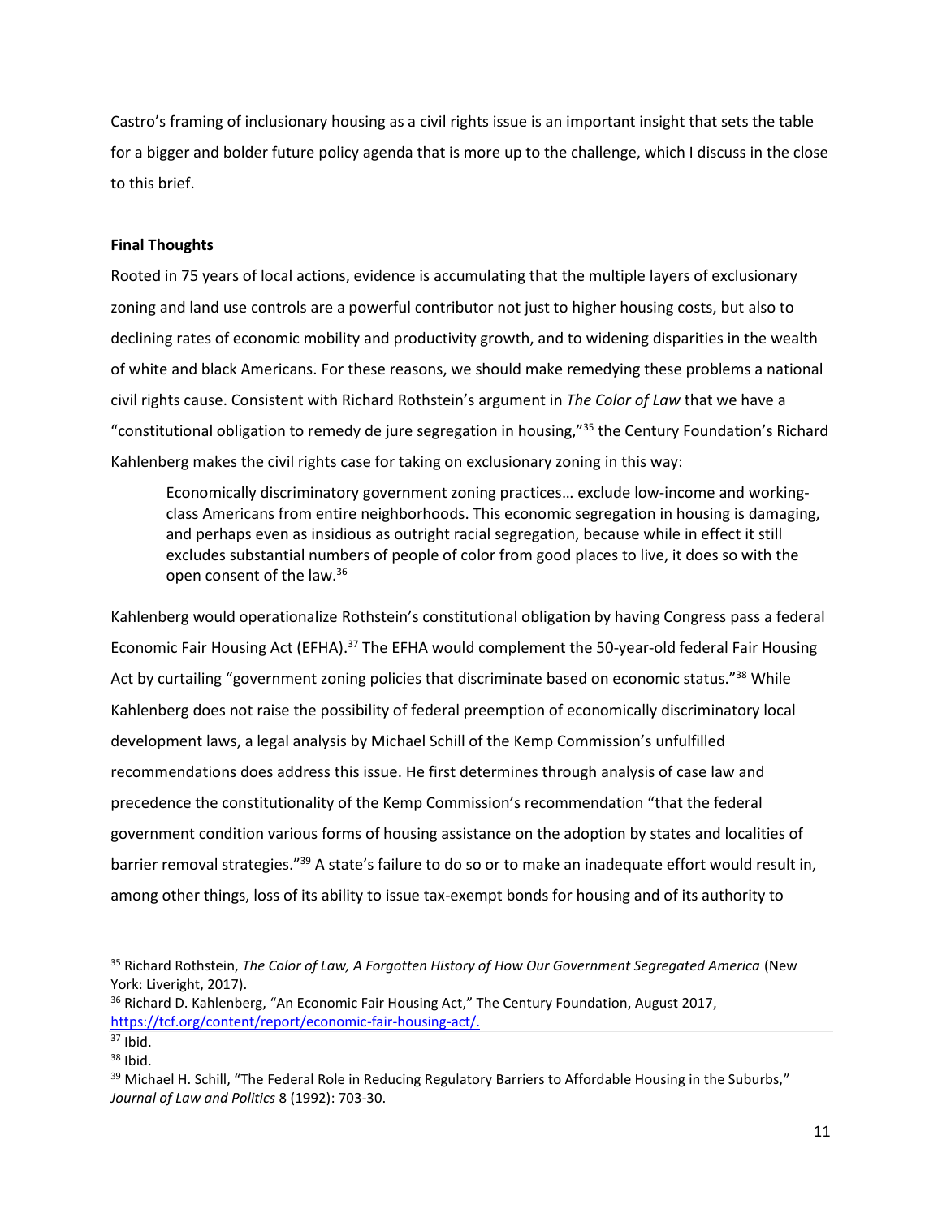Castro's framing of inclusionary housing as a civil rights issue is an important insight that sets the table for a bigger and bolder future policy agenda that is more up to the challenge, which I discuss in the close to this brief.

**Final Thoughts**

Rooted in 75 years of local actions, evidence is accumulating that the multiple layers of exclusionary zoning and land use controls are a powerful contributor not just to higher housing costs, but also to declining rates of economic mobility and productivity growth, and to widening disparities in the wealth of white and black Americans. For these reasons, we should make remedying these problems a national civil rights cause. Consistent with Richard Rothstein's argument in *The Color of Law* that we have a "constitutional obligation to remedy de jure segregation in housing,"[35] the Century Foundation's Richard Kahlenberg makes the civil rights case for taking on exclusionary zoning in this way:

> Economically discriminatory government zoning practices… exclude low-income and working-class Americans from entire neighborhoods. This economic segregation in housing is damaging, and perhaps even as insidious as outright racial segregation, because while in effect it still excludes substantial numbers of people of color from good places to live, it does so with the open consent of the law.[36]

Kahlenberg would operationalize Rothstein's constitutional obligation by having Congress pass a federal Economic Fair Housing Act (EFHA).[37] The EFHA would complement the 50-year-old federal Fair Housing Act by curtailing "government zoning policies that discriminate based on economic status."[38] While Kahlenberg does not raise the possibility of federal preemption of economically discriminatory local development laws, a legal analysis by Michael Schill of the Kemp Commission's unfulfilled recommendations does address this issue. He first determines through analysis of case law and precedence the constitutionality of the Kemp Commission's recommendation "that the federal government condition various forms of housing assistance on the adoption by states and localities of barrier removal strategies."[39] A state's failure to do so or to make an inadequate effort would result in, among other things, loss of its ability to issue tax-exempt bonds for housing and of its authority to

---

[35] Richard Rothstein, *The Color of Law, A Forgotten History of How Our Government Segregated America* (New York: Liveright, 2017).

[36] Richard D. Kahlenberg, "An Economic Fair Housing Act," The Century Foundation, August 2017, https://tcf.org/content/report/economic-fair-housing-act/.

[37] Ibid.

[38] Ibid.

[39] Michael H. Schill, "The Federal Role in Reducing Regulatory Barriers to Affordable Housing in the Suburbs," *Journal of Law and Politics* 8 (1992): 703-30.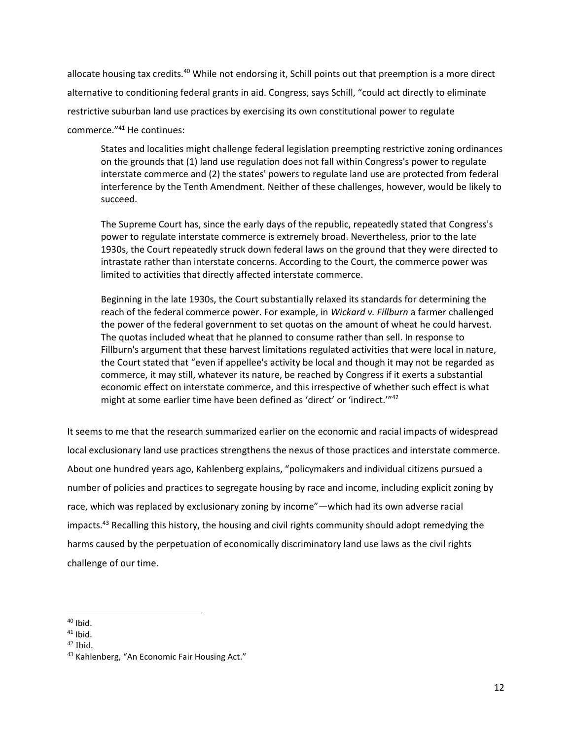allocate housing tax credits.[40] While not endorsing it, Schill points out that preemption is a more direct alternative to conditioning federal grants in aid. Congress, says Schill, "could act directly to eliminate restrictive suburban land use practices by exercising its own constitutional power to regulate commerce."[41] He continues:

> States and localities might challenge federal legislation preempting restrictive zoning ordinances on the grounds that (1) land use regulation does not fall within Congress's power to regulate interstate commerce and (2) the states' powers to regulate land use are protected from federal interference by the Tenth Amendment. Neither of these challenges, however, would be likely to succeed.
>
> The Supreme Court has, since the early days of the republic, repeatedly stated that Congress's power to regulate interstate commerce is extremely broad. Nevertheless, prior to the late 1930s, the Court repeatedly struck down federal laws on the ground that they were directed to intrastate rather than interstate concerns. According to the Court, the commerce power was limited to activities that directly affected interstate commerce.
>
> Beginning in the late 1930s, the Court substantially relaxed its standards for determining the reach of the federal commerce power. For example, in *Wickard v. Fillburn* a farmer challenged the power of the federal government to set quotas on the amount of wheat he could harvest. The quotas included wheat that he planned to consume rather than sell. In response to Fillburn's argument that these harvest limitations regulated activities that were local in nature, the Court stated that "even if appellee's activity be local and though it may not be regarded as commerce, it may still, whatever its nature, be reached by Congress if it exerts a substantial economic effect on interstate commerce, and this irrespective of whether such effect is what might at some earlier time have been defined as 'direct' or 'indirect.'"[42]

It seems to me that the research summarized earlier on the economic and racial impacts of widespread local exclusionary land use practices strengthens the nexus of those practices and interstate commerce. About one hundred years ago, Kahlenberg explains, "policymakers and individual citizens pursued a number of policies and practices to segregate housing by race and income, including explicit zoning by race, which was replaced by exclusionary zoning by income"—which had its own adverse racial impacts.[43] Recalling this history, the housing and civil rights community should adopt remedying the harms caused by the perpetuation of economically discriminatory land use laws as the civil rights challenge of our time.

---

[40] Ibid.

[41] Ibid.

[42] Ibid.

[43] Kahlenberg, "An Economic Fair Housing Act."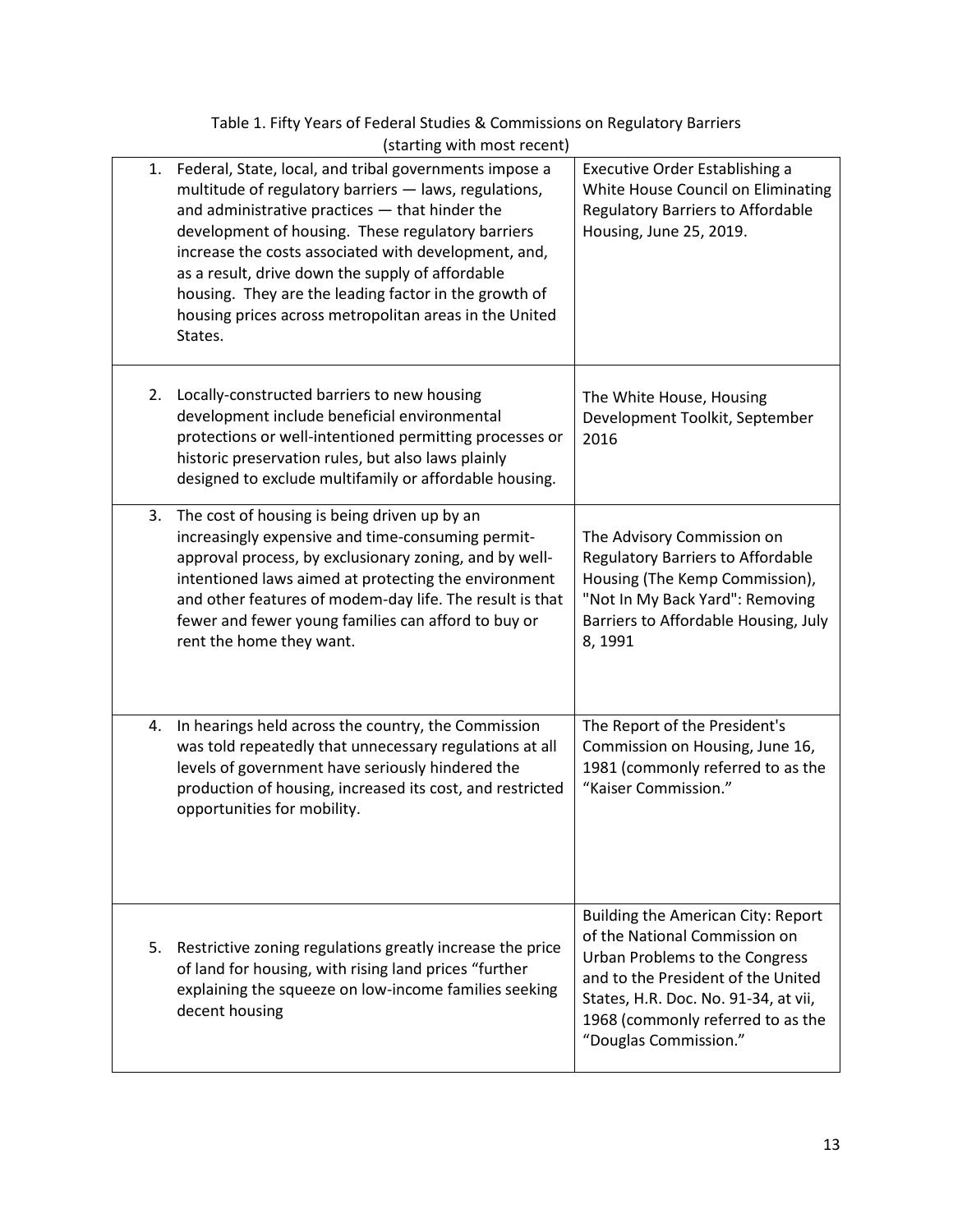Table 1. Fifty Years of Federal Studies & Commissions on Regulatory Barriers (starting with most recent)

| | |
|---|---|
| 1. Federal, State, local, and tribal governments impose a multitude of regulatory barriers — laws, regulations, and administrative practices — that hinder the development of housing. These regulatory barriers increase the costs associated with development, and, as a result, drive down the supply of affordable housing. They are the leading factor in the growth of housing prices across metropolitan areas in the United States. | Executive Order Establishing a White House Council on Eliminating Regulatory Barriers to Affordable Housing, June 25, 2019. |
| 2. Locally-constructed barriers to new housing development include beneficial environmental protections or well-intentioned permitting processes or historic preservation rules, but also laws plainly designed to exclude multifamily or affordable housing. | The White House, Housing Development Toolkit, September 2016 |
| 3. The cost of housing is being driven up by an increasingly expensive and time-consuming permit-approval process, by exclusionary zoning, and by well-intentioned laws aimed at protecting the environment and other features of modem-day life. The result is that fewer and fewer young families can afford to buy or rent the home they want. | The Advisory Commission on Regulatory Barriers to Affordable Housing (The Kemp Commission), "Not In My Back Yard": Removing Barriers to Affordable Housing, July 8, 1991 |
| 4. In hearings held across the country, the Commission was told repeatedly that unnecessary regulations at all levels of government have seriously hindered the production of housing, increased its cost, and restricted opportunities for mobility. | The Report of the President's Commission on Housing, June 16, 1981 (commonly referred to as the "Kaiser Commission." |
| 5. Restrictive zoning regulations greatly increase the price of land for housing, with rising land prices "further explaining the squeeze on low-income families seeking decent housing | Building the American City: Report of the National Commission on Urban Problems to the Congress and to the President of the United States, H.R. Doc. No. 91-34, at vii, 1968 (commonly referred to as the "Douglas Commission." |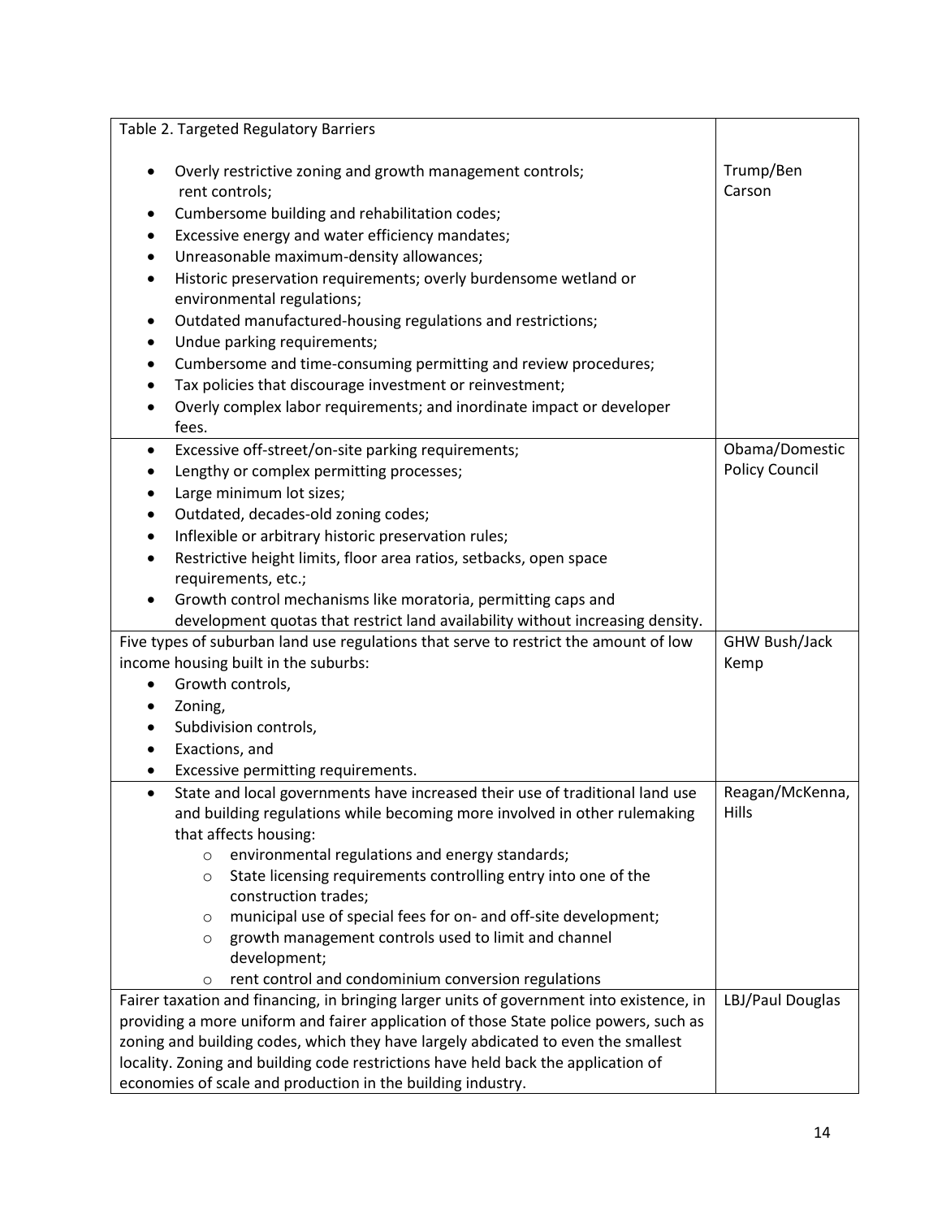| Table 2. Targeted Regulatory Barriers | |
|---|---|
| • Overly restrictive zoning and growth management controls; rent controls;<br>• Cumbersome building and rehabilitation codes;<br>• Excessive energy and water efficiency mandates;<br>• Unreasonable maximum-density allowances;<br>• Historic preservation requirements; overly burdensome wetland or environmental regulations;<br>• Outdated manufactured-housing regulations and restrictions;<br>• Undue parking requirements;<br>• Cumbersome and time-consuming permitting and review procedures;<br>• Tax policies that discourage investment or reinvestment;<br>• Overly complex labor requirements; and inordinate impact or developer fees. | Trump/Ben Carson |
| • Excessive off-street/on-site parking requirements;<br>• Lengthy or complex permitting processes;<br>• Large minimum lot sizes;<br>• Outdated, decades-old zoning codes;<br>• Inflexible or arbitrary historic preservation rules;<br>• Restrictive height limits, floor area ratios, setbacks, open space requirements, etc.;<br>• Growth control mechanisms like moratoria, permitting caps and development quotas that restrict land availability without increasing density. | Obama/Domestic Policy Council |
| Five types of suburban land use regulations that serve to restrict the amount of low income housing built in the suburbs:<br>• Growth controls,<br>• Zoning,<br>• Subdivision controls,<br>• Exactions, and<br>• Excessive permitting requirements. | GHW Bush/Jack Kemp |
| • State and local governments have increased their use of traditional land use and building regulations while becoming more involved in other rulemaking that affects housing:<br>&nbsp;&nbsp;&nbsp;&nbsp;○ environmental regulations and energy standards;<br>&nbsp;&nbsp;&nbsp;&nbsp;○ State licensing requirements controlling entry into one of the construction trades;<br>&nbsp;&nbsp;&nbsp;&nbsp;○ municipal use of special fees for on- and off-site development;<br>&nbsp;&nbsp;&nbsp;&nbsp;○ growth management controls used to limit and channel development;<br>&nbsp;&nbsp;&nbsp;&nbsp;○ rent control and condominium conversion regulations | Reagan/McKenna, Hills |
| Fairer taxation and financing, in bringing larger units of government into existence, in providing a more uniform and fairer application of those State police powers, such as zoning and building codes, which they have largely abdicated to even the smallest locality. Zoning and building code restrictions have held back the application of economies of scale and production in the building industry. | LBJ/Paul Douglas |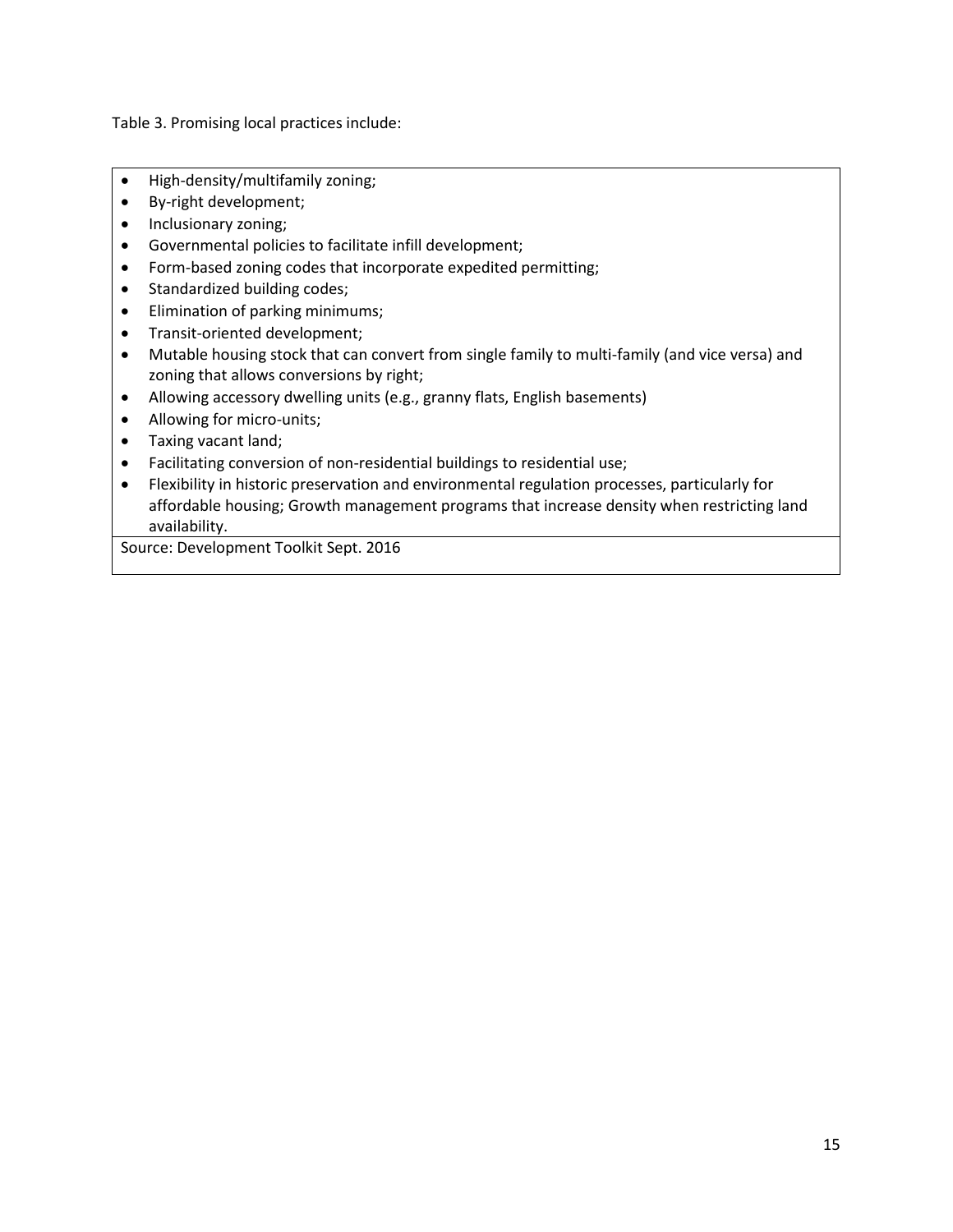Table 3. Promising local practices include:

- High-density/multifamily zoning;
- By-right development;
- Inclusionary zoning;
- Governmental policies to facilitate infill development;
- Form-based zoning codes that incorporate expedited permitting;
- Standardized building codes;
- Elimination of parking minimums;
- Transit-oriented development;
- Mutable housing stock that can convert from single family to multi-family (and vice versa) and zoning that allows conversions by right;
- Allowing accessory dwelling units (e.g., granny flats, English basements)
- Allowing for micro-units;
- Taxing vacant land;
- Facilitating conversion of non-residential buildings to residential use;
- Flexibility in historic preservation and environmental regulation processes, particularly for affordable housing; Growth management programs that increase density when restricting land availability.

Source: Development Toolkit Sept. 2016